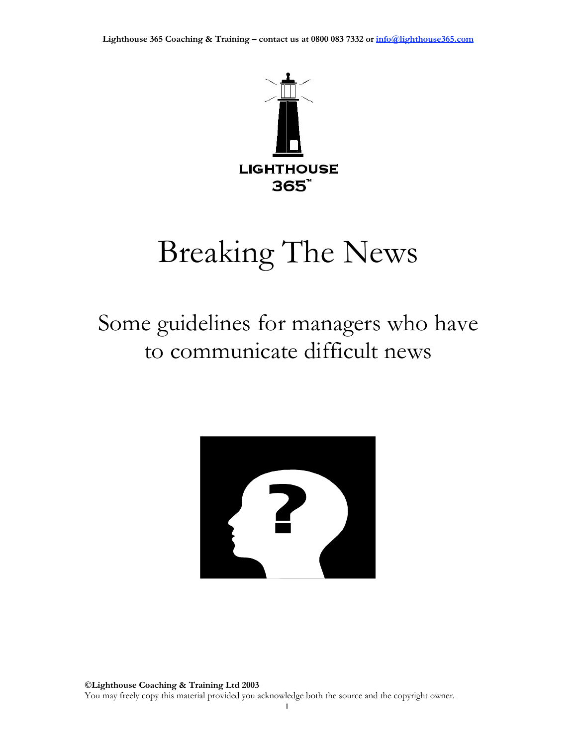# Breaking The News

## Some guidelines for managers who have to communicate difficult news

**©Lighthouse Coaching & Training Ltd 2003**
You may freely copy this material provided you acknowledge both the source and the copyright owner.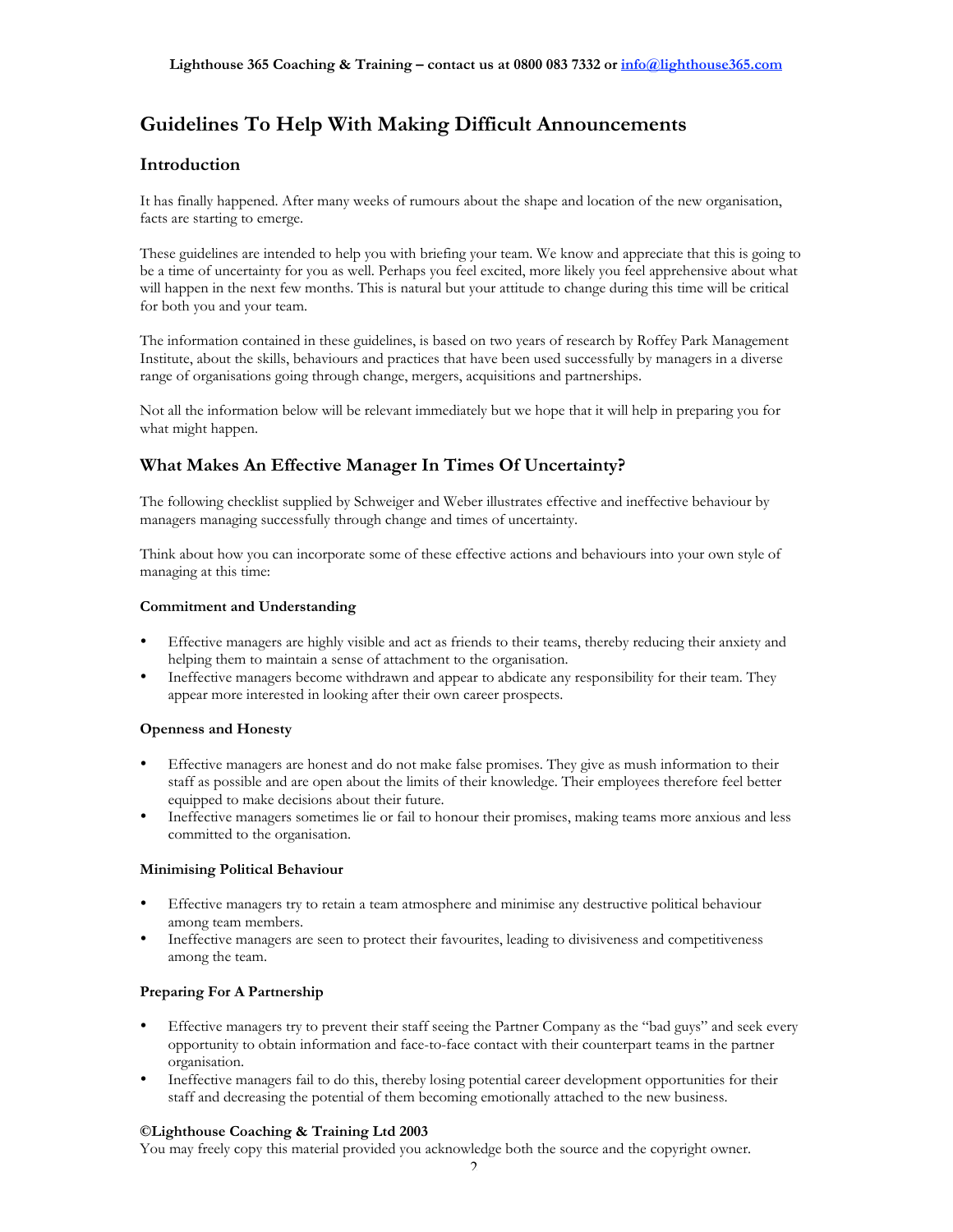# Guidelines To Help With Making Difficult Announcements

## Introduction

It has finally happened. After many weeks of rumours about the shape and location of the new organisation, facts are starting to emerge.

These guidelines are intended to help you with briefing your team. We know and appreciate that this is going to be a time of uncertainty for you as well. Perhaps you feel excited, more likely you feel apprehensive about what will happen in the next few months. This is natural but your attitude to change during this time will be critical for both you and your team.

The information contained in these guidelines, is based on two years of research by Roffey Park Management Institute, about the skills, behaviours and practices that have been used successfully by managers in a diverse range of organisations going through change, mergers, acquisitions and partnerships.

Not all the information below will be relevant immediately but we hope that it will help in preparing you for what might happen.

## What Makes An Effective Manager In Times Of Uncertainty?

The following checklist supplied by Schweiger and Weber illustrates effective and ineffective behaviour by managers managing successfully through change and times of uncertainty.

Think about how you can incorporate some of these effective actions and behaviours into your own style of managing at this time:

**Commitment and Understanding**

- Effective managers are highly visible and act as friends to their teams, thereby reducing their anxiety and helping them to maintain a sense of attachment to the organisation.
- Ineffective managers become withdrawn and appear to abdicate any responsibility for their team. They appear more interested in looking after their own career prospects.

**Openness and Honesty**

- Effective managers are honest and do not make false promises. They give as mush information to their staff as possible and are open about the limits of their knowledge. Their employees therefore feel better equipped to make decisions about their future.
- Ineffective managers sometimes lie or fail to honour their promises, making teams more anxious and less committed to the organisation.

**Minimising Political Behaviour**

- Effective managers try to retain a team atmosphere and minimise any destructive political behaviour among team members.
- Ineffective managers are seen to protect their favourites, leading to divisiveness and competitiveness among the team.

**Preparing For A Partnership**

- Effective managers try to prevent their staff seeing the Partner Company as the "bad guys" and seek every opportunity to obtain information and face-to-face contact with their counterpart teams in the partner organisation.
- Ineffective managers fail to do this, thereby losing potential career development opportunities for their staff and decreasing the potential of them becoming emotionally attached to the new business.

**©Lighthouse Coaching & Training Ltd 2003**
You may freely copy this material provided you acknowledge both the source and the copyright owner.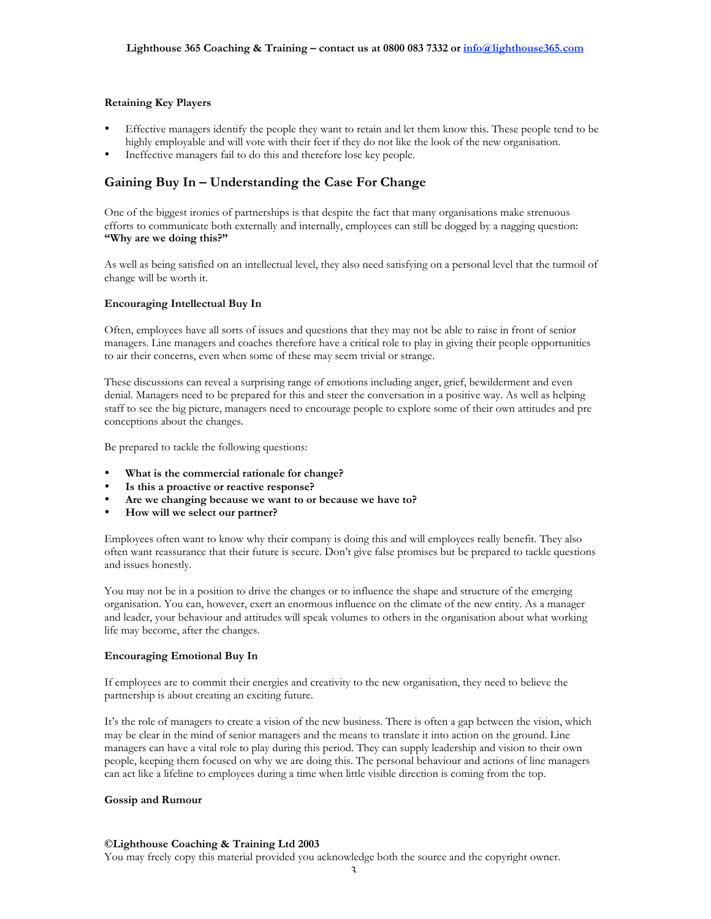### Retaining Key Players

- Effective managers identify the people they want to retain and let them know this. These people tend to be highly employable and will vote with their feet if they do not like the look of the new organisation.
- Ineffective managers fail to do this and therefore lose key people.

## Gaining Buy In – Understanding the Case For Change

One of the biggest ironies of partnerships is that despite the fact that many organisations make strenuous efforts to communicate both externally and internally, employees can still be dogged by a nagging question: **"Why are we doing this?"**

As well as being satisfied on an intellectual level, they also need satisfying on a personal level that the turmoil of change will be worth it.

### Encouraging Intellectual Buy In

Often, employees have all sorts of issues and questions that they may not be able to raise in front of senior managers. Line managers and coaches therefore have a critical role to play in giving their people opportunities to air their concerns, even when some of these may seem trivial or strange.

These discussions can reveal a surprising range of emotions including anger, grief, bewilderment and even denial. Managers need to be prepared for this and steer the conversation in a positive way. As well as helping staff to see the big picture, managers need to encourage people to explore some of their own attitudes and pre conceptions about the changes.

Be prepared to tackle the following questions:

- **What is the commercial rationale for change?**
- **Is this a proactive or reactive response?**
- **Are we changing because we want to or because we have to?**
- **How will we select our partner?**

Employees often want to know why their company is doing this and will employees really benefit. They also often want reassurance that their future is secure. Don't give false promises but be prepared to tackle questions and issues honestly.

You may not be in a position to drive the changes or to influence the shape and structure of the emerging organisation. You can, however, exert an enormous influence on the climate of the new entity. As a manager and leader, your behaviour and attitudes will speak volumes to others in the organisation about what working life may become, after the changes.

### Encouraging Emotional Buy In

If employees are to commit their energies and creativity to the new organisation, they need to believe the partnership is about creating an exciting future.

It's the role of managers to create a vision of the new business. There is often a gap between the vision, which may be clear in the mind of senior managers and the means to translate it into action on the ground. Line managers can have a vital role to play during this period. They can supply leadership and vision to their own people, keeping them focused on why we are doing this. The personal behaviour and actions of line managers can act like a lifeline to employees during a time when little visible direction is coming from the top.

### Gossip and Rumour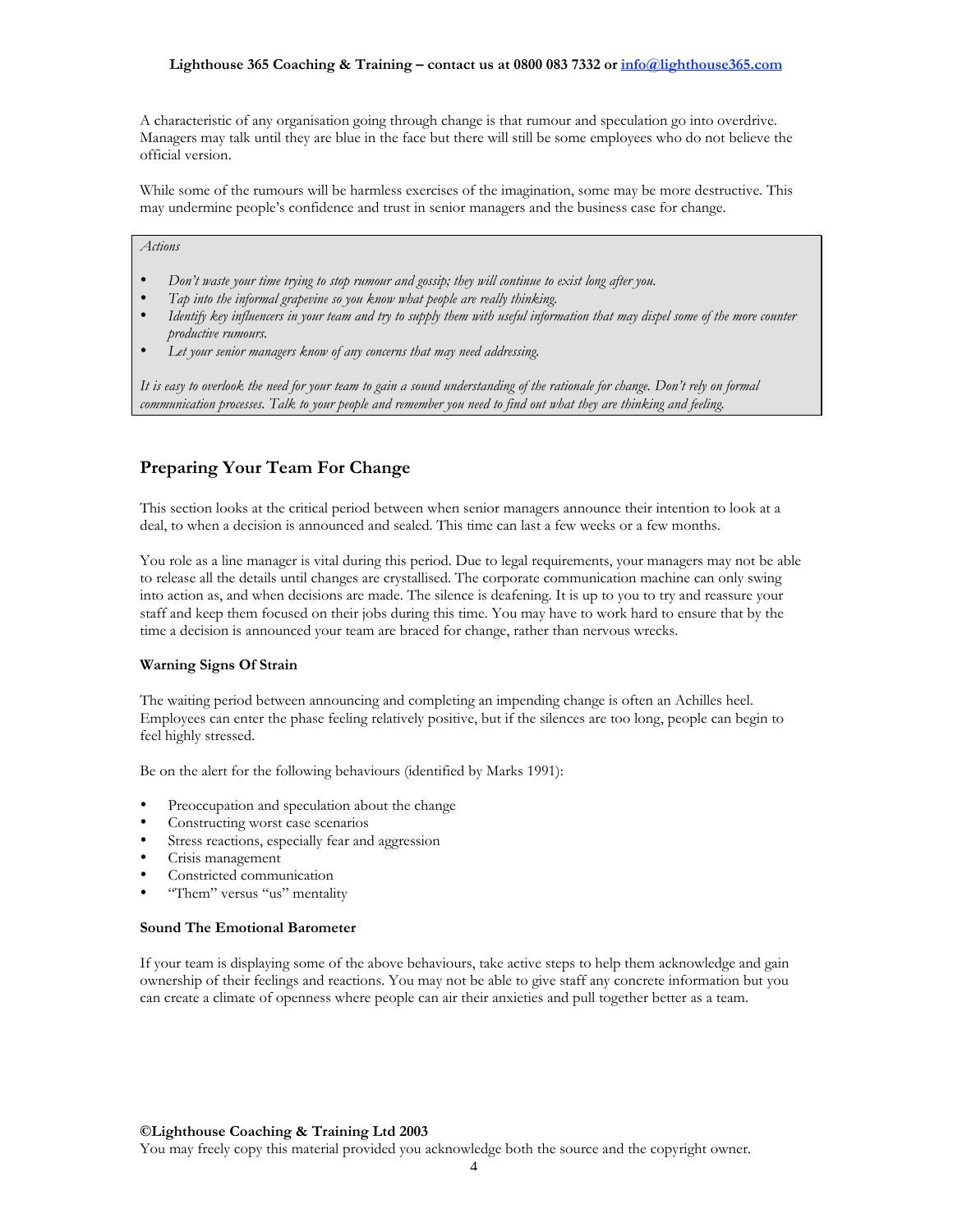A characteristic of any organisation going through change is that rumour and speculation go into overdrive. Managers may talk until they are blue in the face but there will still be some employees who do not believe the official version.

While some of the rumours will be harmless exercises of the imagination, some may be more destructive. This may undermine people's confidence and trust in senior managers and the business case for change.

> *Actions*
>
> - *Don't waste your time trying to stop rumour and gossip; they will continue to exist long after you.*
> - *Tap into the informal grapevine so you know what people are really thinking.*
> - *Identify key influencers in your team and try to supply them with useful information that may dispel some of the more counter productive rumours.*
> - *Let your senior managers know of any concerns that may need addressing.*
>
> *It is easy to overlook the need for your team to gain a sound understanding of the rationale for change. Don't rely on formal communication processes. Talk to your people and remember you need to find out what they are thinking and feeling.*

## Preparing Your Team For Change

This section looks at the critical period between when senior managers announce their intention to look at a deal, to when a decision is announced and sealed. This time can last a few weeks or a few months.

You role as a line manager is vital during this period. Due to legal requirements, your managers may not be able to release all the details until changes are crystallised. The corporate communication machine can only swing into action as, and when decisions are made. The silence is deafening. It is up to you to try and reassure your staff and keep them focused on their jobs during this time. You may have to work hard to ensure that by the time a decision is announced your team are braced for change, rather than nervous wrecks.

### Warning Signs Of Strain

The waiting period between announcing and completing an impending change is often an Achilles heel. Employees can enter the phase feeling relatively positive, but if the silences are too long, people can begin to feel highly stressed.

Be on the alert for the following behaviours (identified by Marks 1991):

- Preoccupation and speculation about the change
- Constructing worst case scenarios
- Stress reactions, especially fear and aggression
- Crisis management
- Constricted communication
- "Them" versus "us" mentality

### Sound The Emotional Barometer

If your team is displaying some of the above behaviours, take active steps to help them acknowledge and gain ownership of their feelings and reactions. You may not be able to give staff any concrete information but you can create a climate of openness where people can air their anxieties and pull together better as a team.

**©Lighthouse Coaching & Training Ltd 2003**
You may freely copy this material provided you acknowledge both the source and the copyright owner.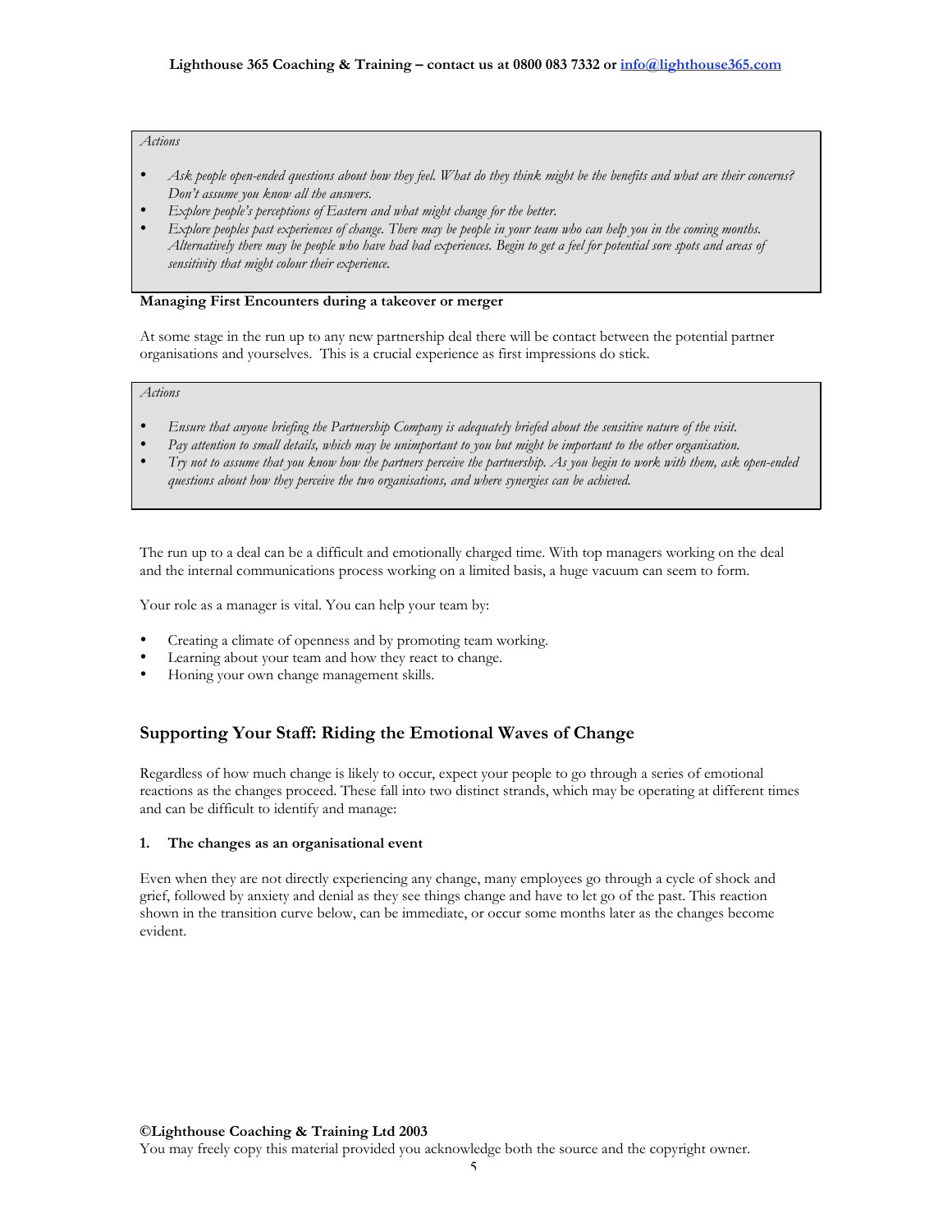*Actions*

- *Ask people open-ended questions about how they feel. What do they think might be the benefits and what are their concerns? Don't assume you know all the answers.*
- *Explore people's perceptions of Eastern and what might change for the better.*
- *Explore peoples past experiences of change. There may be people in your team who can help you in the coming months. Alternatively there may be people who have had bad experiences. Begin to get a feel for potential sore spots and areas of sensitivity that might colour their experience.*

**Managing First Encounters during a takeover or merger**

At some stage in the run up to any new partnership deal there will be contact between the potential partner organisations and yourselves. This is a crucial experience as first impressions do stick.

*Actions*

- *Ensure that anyone briefing the Partnership Company is adequately briefed about the sensitive nature of the visit.*
- *Pay attention to small details, which may be unimportant to you but might be important to the other organisation.*
- *Try not to assume that you know how the partners perceive the partnership. As you begin to work with them, ask open-ended questions about how they perceive the two organisations, and where synergies can be achieved.*

The run up to a deal can be a difficult and emotionally charged time. With top managers working on the deal and the internal communications process working on a limited basis, a huge vacuum can seem to form.

Your role as a manager is vital. You can help your team by:

- Creating a climate of openness and by promoting team working.
- Learning about your team and how they react to change.
- Honing your own change management skills.

## Supporting Your Staff: Riding the Emotional Waves of Change

Regardless of how much change is likely to occur, expect your people to go through a series of emotional reactions as the changes proceed. These fall into two distinct strands, which may be operating at different times and can be difficult to identify and manage:

**1. The changes as an organisational event**

Even when they are not directly experiencing any change, many employees go through a cycle of shock and grief, followed by anxiety and denial as they see things change and have to let go of the past. This reaction shown in the transition curve below, can be immediate, or occur some months later as the changes become evident.

**©Lighthouse Coaching & Training Ltd 2003**
You may freely copy this material provided you acknowledge both the source and the copyright owner.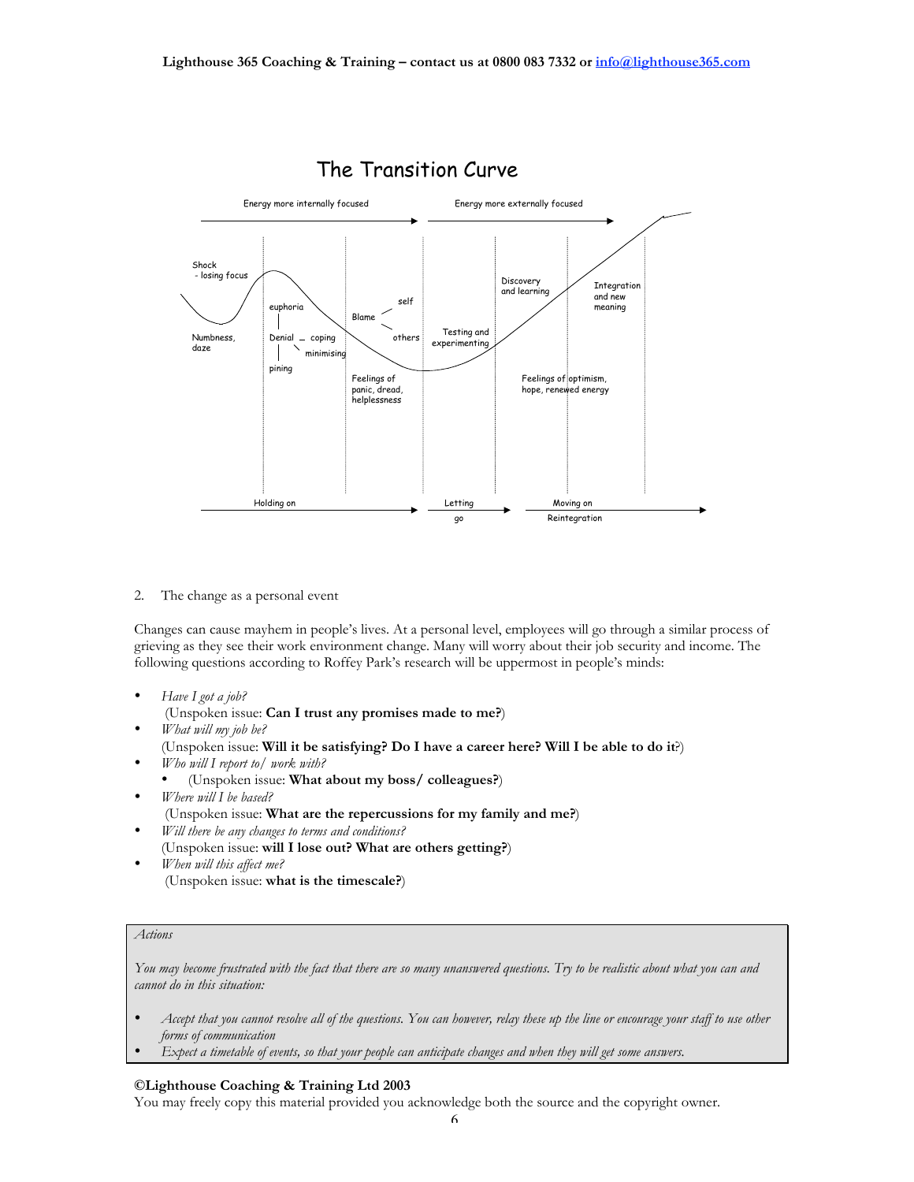## The Transition Curve

Energy more internally focused → Energy more externally focused →

Shock - losing focus

Numbness, daze

euphoria

Denial – coping

minimising

pining

Blame – self / others

Feelings of panic, dread, helplessness

Testing and experimenting

Discovery and learning

Integration and new meaning

Feelings of optimism, hope, renewed energy

Holding on → Letting go → Moving on Reintegration →

2. The change as a personal event

Changes can cause mayhem in people's lives. At a personal level, employees will go through a similar process of grieving as they see their work environment change. Many will worry about their job security and income. The following questions according to Roffey Park's research will be uppermost in people's minds:

- *Have I got a job?*
  (Unspoken issue: **Can I trust any promises made to me?**)
- *What will my job be?*
  (Unspoken issue: **Will it be satisfying? Do I have a career here? Will I be able to do it**?)
- *Who will I report to/ work with?*
  - (Unspoken issue: **What about my boss/ colleagues?**)
- *Where will I be based?*
  (Unspoken issue: **What are the repercussions for my family and me?**)
- *Will there be any changes to terms and conditions?*
  (Unspoken issue: **will I lose out? What are others getting?**)
- *When will this affect me?*
  (Unspoken issue: **what is the timescale?**)

> *Actions*
>
> *You may become frustrated with the fact that there are so many unanswered questions. Try to be realistic about what you can and cannot do in this situation:*
>
> - *Accept that you cannot resolve all of the questions. You can however, relay these up the line or encourage your staff to use other forms of communication*
> - *Expect a timetable of events, so that your people can anticipate changes and when they will get some answers.*

**©Lighthouse Coaching & Training Ltd 2003**
You may freely copy this material provided you acknowledge both the source and the copyright owner.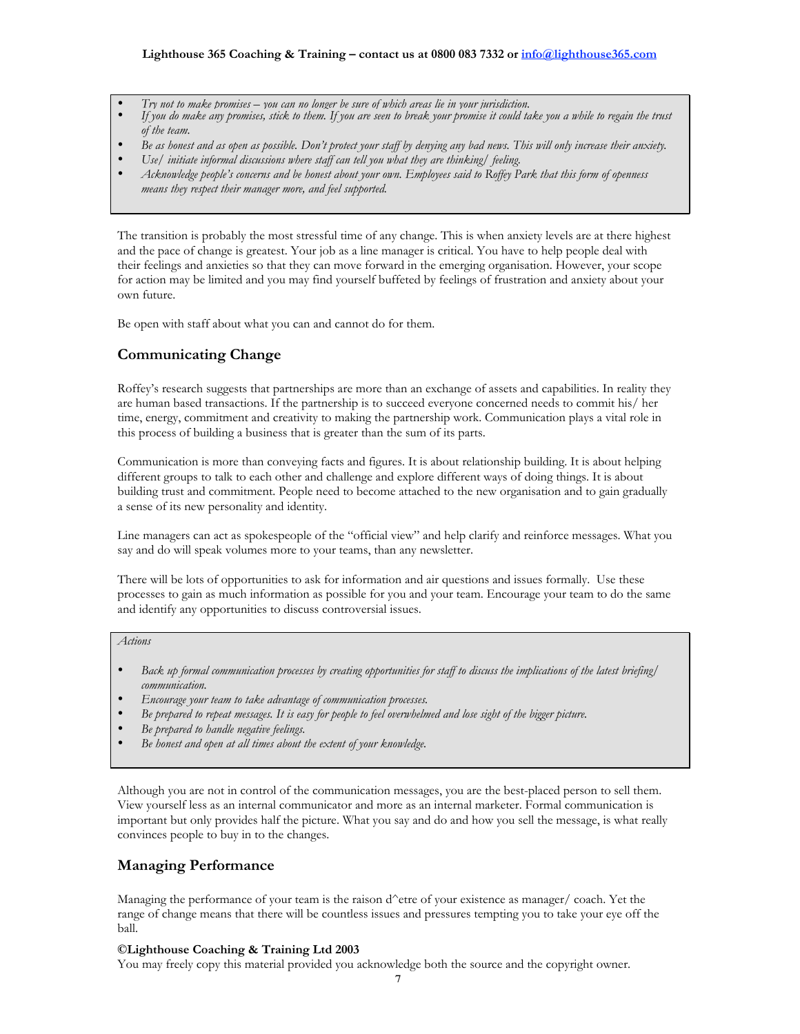- *Try not to make promises – you can no longer be sure of which areas lie in your jurisdiction.*
- *If you do make any promises, stick to them. If you are seen to break your promise it could take you a while to regain the trust of the team.*
- *Be as honest and as open as possible. Don't protect your staff by denying any bad news. This will only increase their anxiety.*
- *Use/ initiate informal discussions where staff can tell you what they are thinking/ feeling.*
- *Acknowledge people's concerns and be honest about your own. Employees said to Roffey Park that this form of openness means they respect their manager more, and feel supported.*

The transition is probably the most stressful time of any change. This is when anxiety levels are at there highest and the pace of change is greatest. Your job as a line manager is critical. You have to help people deal with their feelings and anxieties so that they can move forward in the emerging organisation. However, your scope for action may be limited and you may find yourself buffeted by feelings of frustration and anxiety about your own future.

Be open with staff about what you can and cannot do for them.

## Communicating Change

Roffey's research suggests that partnerships are more than an exchange of assets and capabilities. In reality they are human based transactions. If the partnership is to succeed everyone concerned needs to commit his/ her time, energy, commitment and creativity to making the partnership work. Communication plays a vital role in this process of building a business that is greater than the sum of its parts.

Communication is more than conveying facts and figures. It is about relationship building. It is about helping different groups to talk to each other and challenge and explore different ways of doing things. It is about building trust and commitment. People need to become attached to the new organisation and to gain gradually a sense of its new personality and identity.

Line managers can act as spokespeople of the "official view" and help clarify and reinforce messages. What you say and do will speak volumes more to your teams, than any newsletter.

There will be lots of opportunities to ask for information and air questions and issues formally. Use these processes to gain as much information as possible for you and your team. Encourage your team to do the same and identify any opportunities to discuss controversial issues.

*Actions*

- *Back up formal communication processes by creating opportunities for staff to discuss the implications of the latest briefing/ communication.*
- *Encourage your team to take advantage of communication processes.*
- *Be prepared to repeat messages. It is easy for people to feel overwhelmed and lose sight of the bigger picture.*
- *Be prepared to handle negative feelings.*
- *Be honest and open at all times about the extent of your knowledge.*

Although you are not in control of the communication messages, you are the best-placed person to sell them. View yourself less as an internal communicator and more as an internal marketer. Formal communication is important but only provides half the picture. What you say and do and how you sell the message, is what really convinces people to buy in to the changes.

## Managing Performance

Managing the performance of your team is the raison d^etre of your existence as manager/ coach. Yet the range of change means that there will be countless issues and pressures tempting you to take your eye off the ball.

**©Lighthouse Coaching & Training Ltd 2003**
You may freely copy this material provided you acknowledge both the source and the copyright owner.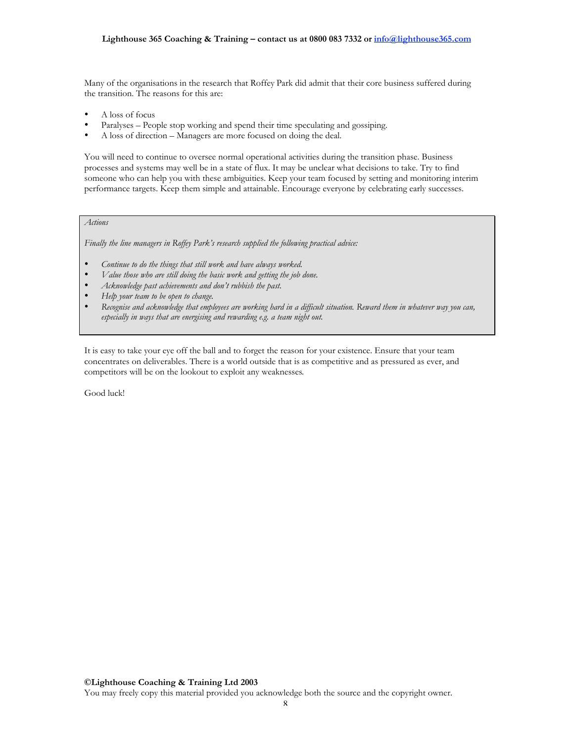Many of the organisations in the research that Roffey Park did admit that their core business suffered during the transition. The reasons for this are:

- A loss of focus
- Paralyses – People stop working and spend their time speculating and gossiping.
- A loss of direction – Managers are more focused on doing the deal.

You will need to continue to oversee normal operational activities during the transition phase. Business processes and systems may well be in a state of flux. It may be unclear what decisions to take. Try to find someone who can help you with these ambiguities. Keep your team focused by setting and monitoring interim performance targets. Keep them simple and attainable. Encourage everyone by celebrating early successes.

*Actions*

*Finally the line managers in Roffey Park's research supplied the following practical advice:*

- *Continue to do the things that still work and have always worked.*
- *Value those who are still doing the basic work and getting the job done.*
- *Acknowledge past achievements and don't rubbish the past.*
- *Help your team to be open to change.*
- *Recognise and acknowledge that employees are working hard in a difficult situation. Reward them in whatever way you can, especially in ways that are energising and rewarding e.g. a team night out.*

It is easy to take your eye off the ball and to forget the reason for your existence. Ensure that your team concentrates on deliverables. There is a world outside that is as competitive and as pressured as ever, and competitors will be on the lookout to exploit any weaknesses.

Good luck!